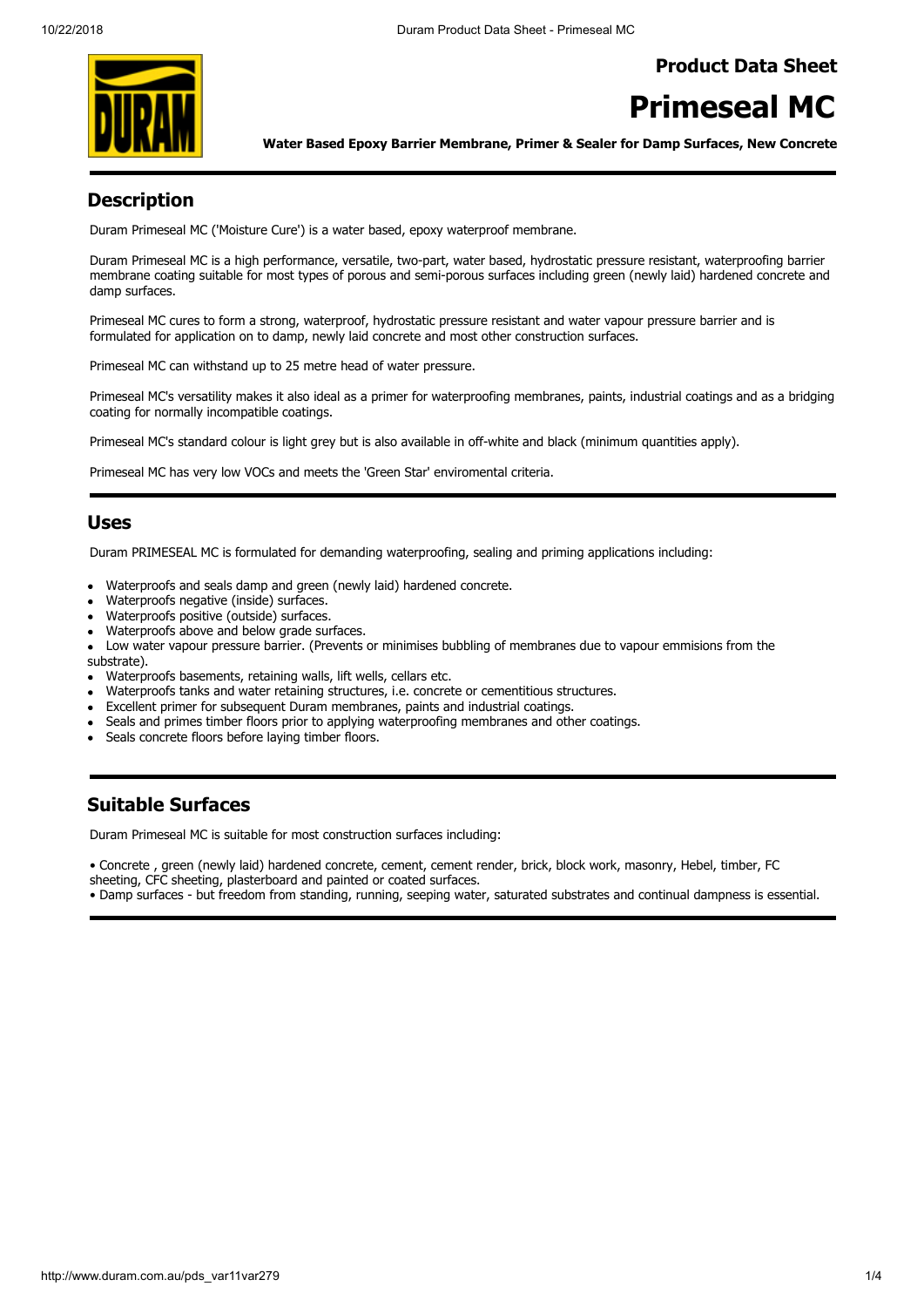**Product Data Sheet**

# Primeseal MC

**Water Based Epoxy Barrier Membrane, Primer & Sealer for Damp Surfaces, New Concrete**

## Description

Duram Primeseal MC ('Moisture Cure') is a water based, epoxy waterproof membrane.

Duram Primeseal MC is a high performance, versatile, two-part, water based, hydrostatic pressure resistant, waterproofing barrier membrane coating suitable for most types of porous and semi-porous surfaces including green (newly laid) hardened concrete and damp surfaces.

Primeseal MC cures to form a strong, waterproof, hydrostatic pressure resistant and water vapour pressure barrier and is formulated for application on to damp, newly laid concrete and most other construction surfaces.

Primeseal MC can withstand up to 25 metre head of water pressure.

Primeseal MC's versatility makes it also ideal as a primer for waterproofing membranes, paints, industrial coatings and as a bridging coating for normally incompatible coatings.

Primeseal MC's standard colour is light grey but is also available in off-white and black (minimum quantities apply).

Primeseal MC has very low VOCs and meets the 'Green Star' enviromental criteria.

## Uses

Duram PRIMESEAL MC is formulated for demanding waterproofing, sealing and priming applications including:

- Waterproofs and seals damp and green (newly laid) hardened concrete.
- Waterproofs negative (inside) surfaces.
- Waterproofs positive (outside) surfaces.
- Waterproofs above and below grade surfaces.
- Low water vapour pressure barrier. (Prevents or minimises bubbling of membranes due to vapour emmisions from the substrate).
- Waterproofs basements, retaining walls, lift wells, cellars etc.
- Waterproofs tanks and water retaining structures, i.e. concrete or cementitious structures.
- Excellent primer for subsequent Duram membranes, paints and industrial coatings.
- Seals and primes timber floors prior to applying waterproofing membranes and other coatings.
- Seals concrete floors before laying timber floors.

## Suitable Surfaces

Duram Primeseal MC is suitable for most construction surfaces including:

- Concrete , green (newly laid) hardened concrete, cement, cement render, brick, block work, masonry, Hebel, timber, FC sheeting, CFC sheeting, plasterboard and painted or coated surfaces.
- Damp surfaces - but freedom from standing, running, seeping water, saturated substrates and continual dampness is essential.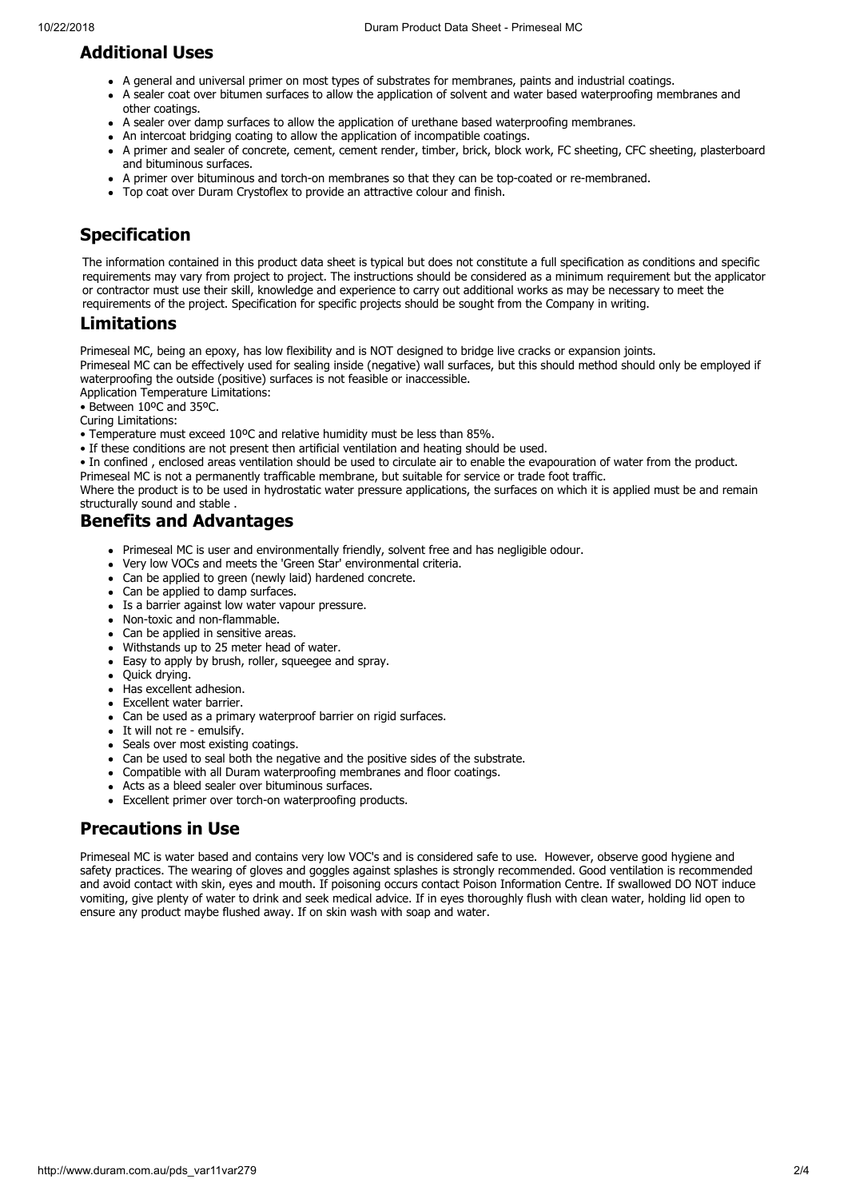## Additional Uses

- A general and universal primer on most types of substrates for membranes, paints and industrial coatings.
- A sealer coat over bitumen surfaces to allow the application of solvent and water based waterproofing membranes and other coatings.
- A sealer over damp surfaces to allow the application of urethane based waterproofing membranes.
- An intercoat bridging coating to allow the application of incompatible coatings.
- A primer and sealer of concrete, cement, cement render, timber, brick, block work, FC sheeting, CFC sheeting, plasterboard and bituminous surfaces.
- A primer over bituminous and torch-on membranes so that they can be top-coated or re-membraned.
- Top coat over Duram Crystoflex to provide an attractive colour and finish.

## Specification

The information contained in this product data sheet is typical but does not constitute a full specification as conditions and specific requirements may vary from project to project. The instructions should be considered as a minimum requirement but the applicator or contractor must use their skill, knowledge and experience to carry out additional works as may be necessary to meet the requirements of the project. Specification for specific projects should be sought from the Company in writing.

## Limitations

Primeseal MC, being an epoxy, has low flexibility and is NOT designed to bridge live cracks or expansion joints.
Primeseal MC can be effectively used for sealing inside (negative) wall surfaces, but this should method should only be employed if waterproofing the outside (positive) surfaces is not feasible or inaccessible.
Application Temperature Limitations:
• Between 10ºC and 35ºC.
Curing Limitations:
• Temperature must exceed 10ºC and relative humidity must be less than 85%.
• If these conditions are not present then artificial ventilation and heating should be used.
• In confined , enclosed areas ventilation should be used to circulate air to enable the evapouration of water from the product.
Primeseal MC is not a permanently trafficable membrane, but suitable for service or trade foot traffic.
Where the product is to be used in hydrostatic water pressure applications, the surfaces on which it is applied must be and remain structurally sound and stable .

## Benefits and Advantages

- Primeseal MC is user and environmentally friendly, solvent free and has negligible odour.
- Very low VOCs and meets the 'Green Star' environmental criteria.
- Can be applied to green (newly laid) hardened concrete.
- Can be applied to damp surfaces.
- Is a barrier against low water vapour pressure.
- Non-toxic and non-flammable.
- Can be applied in sensitive areas.
- Withstands up to 25 meter head of water.
- Easy to apply by brush, roller, squeegee and spray.
- Quick drying.
- Has excellent adhesion.
- Excellent water barrier.
- Can be used as a primary waterproof barrier on rigid surfaces.
- It will not re - emulsify.
- Seals over most existing coatings.
- Can be used to seal both the negative and the positive sides of the substrate.
- Compatible with all Duram waterproofing membranes and floor coatings.
- Acts as a bleed sealer over bituminous surfaces.
- Excellent primer over torch-on waterproofing products.

## Precautions in Use

Primeseal MC is water based and contains very low VOC's and is considered safe to use. However, observe good hygiene and safety practices. The wearing of gloves and goggles against splashes is strongly recommended. Good ventilation is recommended and avoid contact with skin, eyes and mouth. If poisoning occurs contact Poison Information Centre. If swallowed DO NOT induce vomiting, give plenty of water to drink and seek medical advice. If in eyes thoroughly flush with clean water, holding lid open to ensure any product maybe flushed away. If on skin wash with soap and water.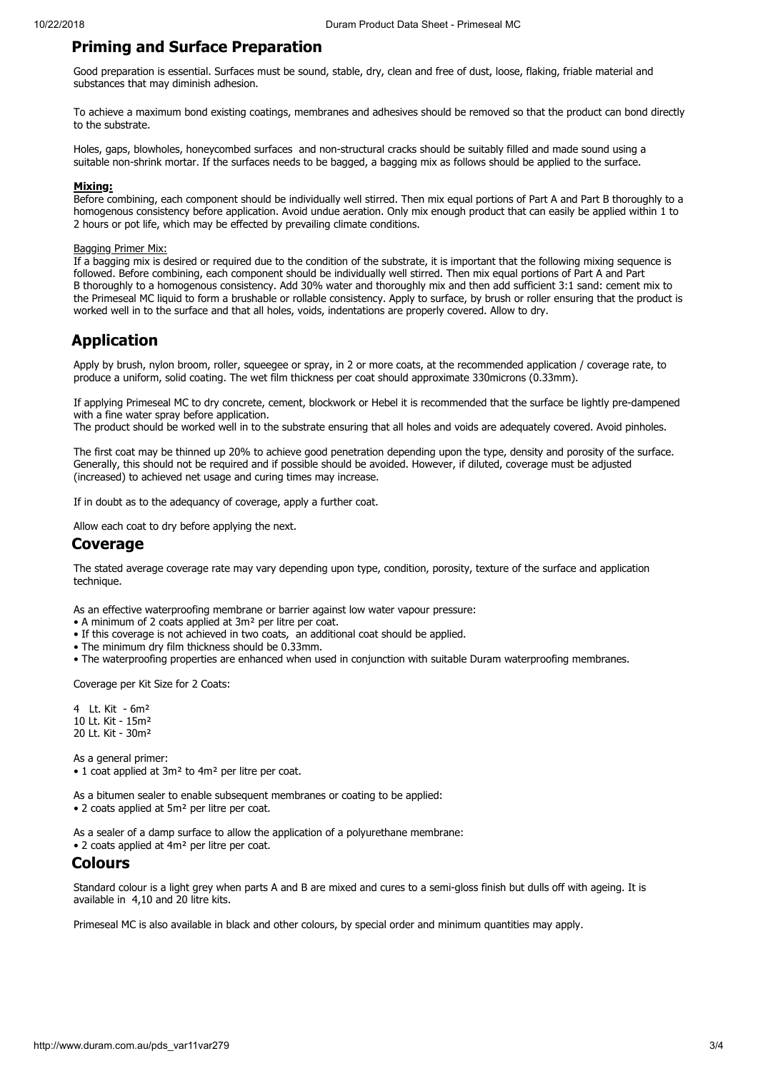## Priming and Surface Preparation

Good preparation is essential. Surfaces must be sound, stable, dry, clean and free of dust, loose, flaking, friable material and substances that may diminish adhesion.

To achieve a maximum bond existing coatings, membranes and adhesives should be removed so that the product can bond directly to the substrate.

Holes, gaps, blowholes, honeycombed surfaces and non-structural cracks should be suitably filled and made sound using a suitable non-shrink mortar. If the surfaces needs to be bagged, a bagging mix as follows should be applied to the surface.

**Mixing:**
Before combining, each component should be individually well stirred. Then mix equal portions of Part A and Part B thoroughly to a homogenous consistency before application. Avoid undue aeration. Only mix enough product that can easily be applied within 1 to 2 hours or pot life, which may be effected by prevailing climate conditions.

Bagging Primer Mix:
If a bagging mix is desired or required due to the condition of the substrate, it is important that the following mixing sequence is followed. Before combining, each component should be individually well stirred. Then mix equal portions of Part A and Part B thoroughly to a homogenous consistency. Add 30% water and thoroughly mix and then add sufficient 3:1 sand: cement mix to the Primeseal MC liquid to form a brushable or rollable consistency. Apply to surface, by brush or roller ensuring that the product is worked well in to the surface and that all holes, voids, indentations are properly covered. Allow to dry.

## Application

Apply by brush, nylon broom, roller, squeegee or spray, in 2 or more coats, at the recommended application / coverage rate, to produce a uniform, solid coating. The wet film thickness per coat should approximate 330microns (0.33mm).

If applying Primeseal MC to dry concrete, cement, blockwork or Hebel it is recommended that the surface be lightly pre-dampened with a fine water spray before application.
The product should be worked well in to the substrate ensuring that all holes and voids are adequately covered. Avoid pinholes.

The first coat may be thinned up 20% to achieve good penetration depending upon the type, density and porosity of the surface. Generally, this should not be required and if possible should be avoided. However, if diluted, coverage must be adjusted (increased) to achieved net usage and curing times may increase.

If in doubt as to the adequancy of coverage, apply a further coat.

Allow each coat to dry before applying the next.

## Coverage

The stated average coverage rate may vary depending upon type, condition, porosity, texture of the surface and application technique.

As an effective waterproofing membrane or barrier against low water vapour pressure:

- A minimum of 2 coats applied at 3m² per litre per coat.
- If this coverage is not achieved in two coats, an additional coat should be applied.
- The minimum dry film thickness should be 0.33mm.
- The waterproofing properties are enhanced when used in conjunction with suitable Duram waterproofing membranes.

Coverage per Kit Size for 2 Coats:

4 Lt. Kit - 6m²
10 Lt. Kit - 15m²
20 Lt. Kit - 30m²

As a general primer:

- 1 coat applied at 3m² to 4m² per litre per coat.

As a bitumen sealer to enable subsequent membranes or coating to be applied:

- 2 coats applied at 5m² per litre per coat.

As a sealer of a damp surface to allow the application of a polyurethane membrane:

- 2 coats applied at 4m² per litre per coat.

## Colours

Standard colour is a light grey when parts A and B are mixed and cures to a semi-gloss finish but dulls off with ageing. It is available in 4,10 and 20 litre kits.

Primeseal MC is also available in black and other colours, by special order and minimum quantities may apply.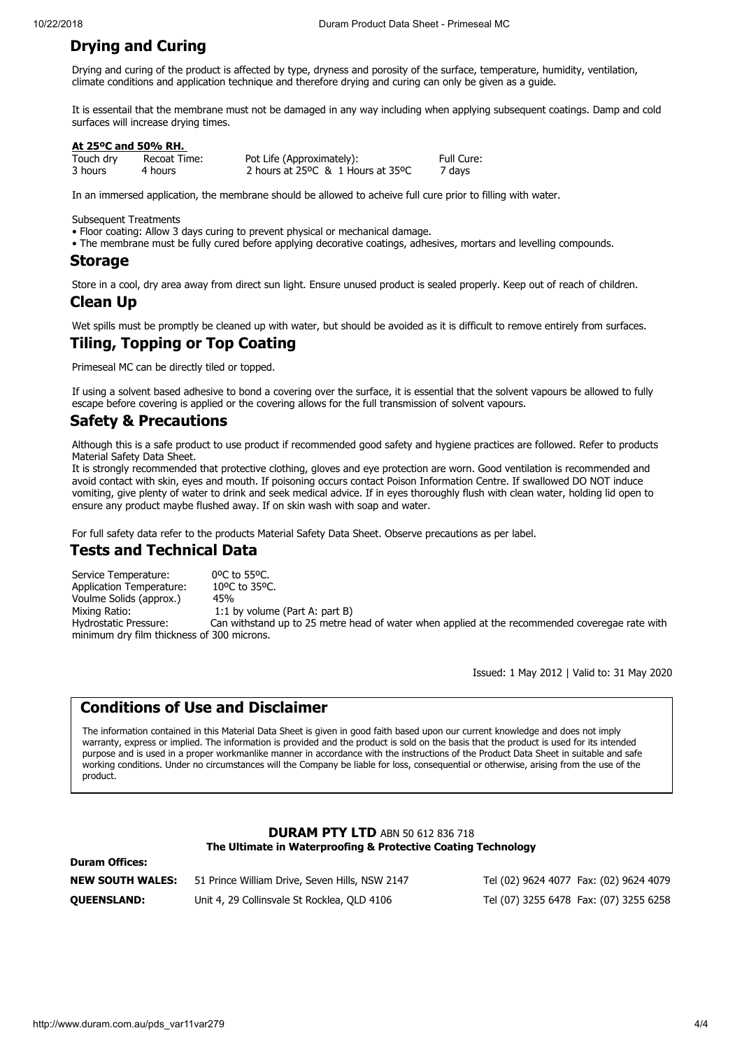## Drying and Curing

Drying and curing of the product is affected by type, dryness and porosity of the surface, temperature, humidity, ventilation, climate conditions and application technique and therefore drying and curing can only be given as a guide.

It is essentail that the membrane must not be damaged in any way including when applying subsequent coatings. Damp and cold surfaces will increase drying times.

**At 25ºC and 50% RH.**

| Touch dry | Recoat Time: | Pot Life (Approximately): | Full Cure: |
|---|---|---|---|
| 3 hours | 4 hours | 2 hours at 25ºC & 1 Hours at 35ºC | 7 days |

In an immersed application, the membrane should be allowed to acheive full cure prior to filling with water.

Subsequent Treatments

- Floor coating: Allow 3 days curing to prevent physical or mechanical damage.
- The membrane must be fully cured before applying decorative coatings, adhesives, mortars and levelling compounds.

## Storage

Store in a cool, dry area away from direct sun light. Ensure unused product is sealed properly. Keep out of reach of children.

## Clean Up

Wet spills must be promptly be cleaned up with water, but should be avoided as it is difficult to remove entirely from surfaces.

## Tiling, Topping or Top Coating

Primeseal MC can be directly tiled or topped.

If using a solvent based adhesive to bond a covering over the surface, it is essential that the solvent vapours be allowed to fully escape before covering is applied or the covering allows for the full transmission of solvent vapours.

## Safety & Precautions

Although this is a safe product to use product if recommended good safety and hygiene practices are followed. Refer to products Material Safety Data Sheet.
It is strongly recommended that protective clothing, gloves and eye protection are worn. Good ventilation is recommended and avoid contact with skin, eyes and mouth. If poisoning occurs contact Poison Information Centre. If swallowed DO NOT induce vomiting, give plenty of water to drink and seek medical advice. If in eyes thoroughly flush with clean water, holding lid open to ensure any product maybe flushed away. If on skin wash with soap and water.

For full safety data refer to the products Material Safety Data Sheet. Observe precautions as per label.

## Tests and Technical Data

Service Temperature: 0ºC to 55ºC.
Application Temperature: 10ºC to 35ºC.
Voulme Solids (approx.) 45%
Mixing Ratio: 1:1 by volume (Part A: part B)
Hydrostatic Pressure: Can withstand up to 25 metre head of water when applied at the recommended coveregae rate with minimum dry film thickness of 300 microns.

Issued: 1 May 2012 | Valid to: 31 May 2020

## Conditions of Use and Disclaimer

The information contained in this Material Data Sheet is given in good faith based upon our current knowledge and does not imply warranty, express or implied. The information is provided and the product is sold on the basis that the product is used for its intended purpose and is used in a proper workmanlike manner in accordance with the instructions of the Product Data Sheet in suitable and safe working conditions. Under no circumstances will the Company be liable for loss, consequential or otherwise, arising from the use of the product.

**DURAM PTY LTD** ABN 50 612 836 718
**The Ultimate in Waterproofing & Protective Coating Technology**

**Duram Offices:**

| | | |
|---|---|---|
| **NEW SOUTH WALES:** | 51 Prince William Drive, Seven Hills, NSW 2147 | Tel (02) 9624 4077 Fax: (02) 9624 4079 |
| **QUEENSLAND:** | Unit 4, 29 Collinsvale St Rocklea, QLD 4106 | Tel (07) 3255 6478 Fax: (07) 3255 6258 |